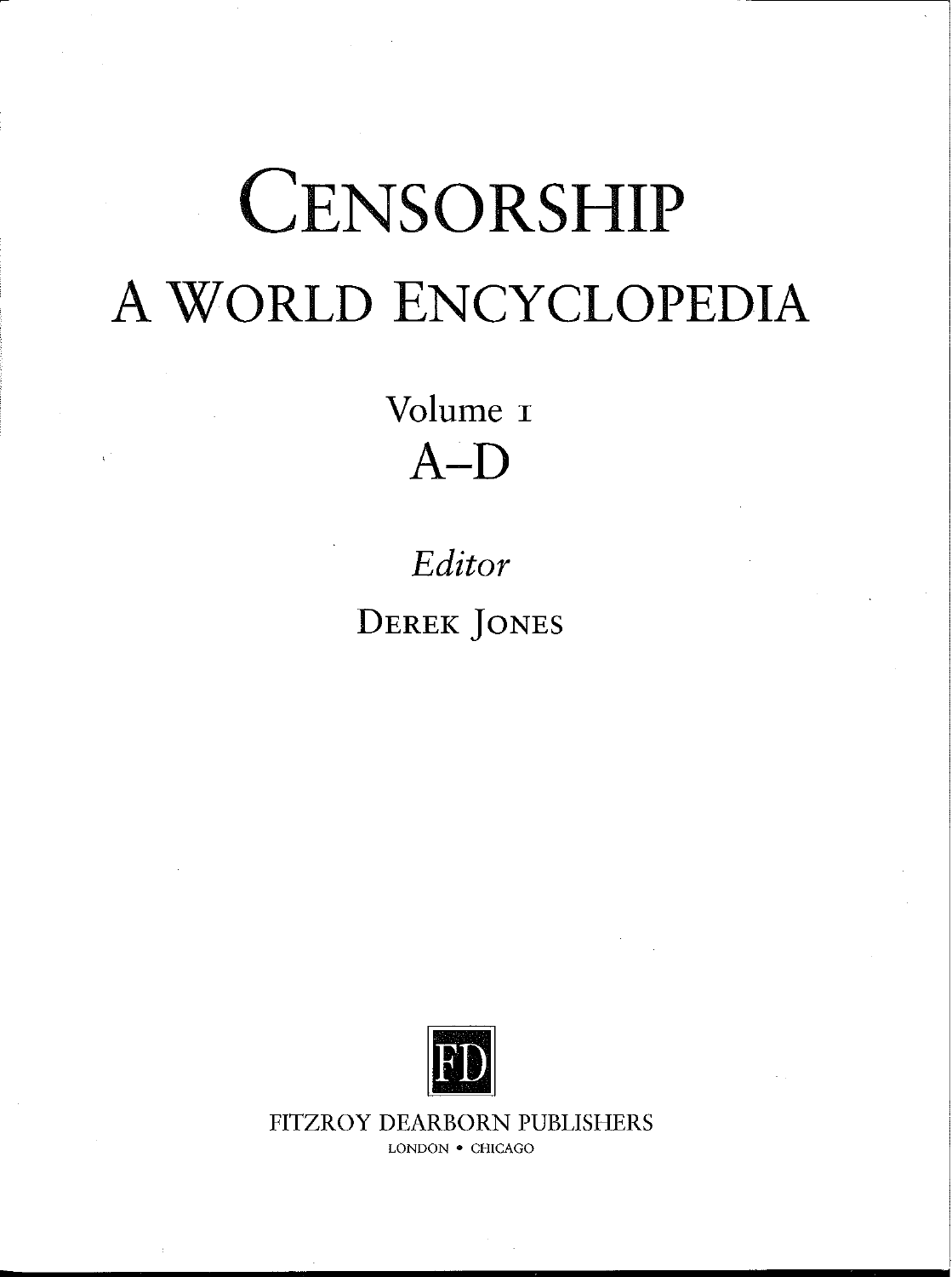# CENSORSHIP

## A WORLD ENCYCLOPEDIA

Volume 1

A–D

*Editor*

DEREK JONES

FD

FITZROY DEARBORN PUBLISHERS

LONDON • CHICAGO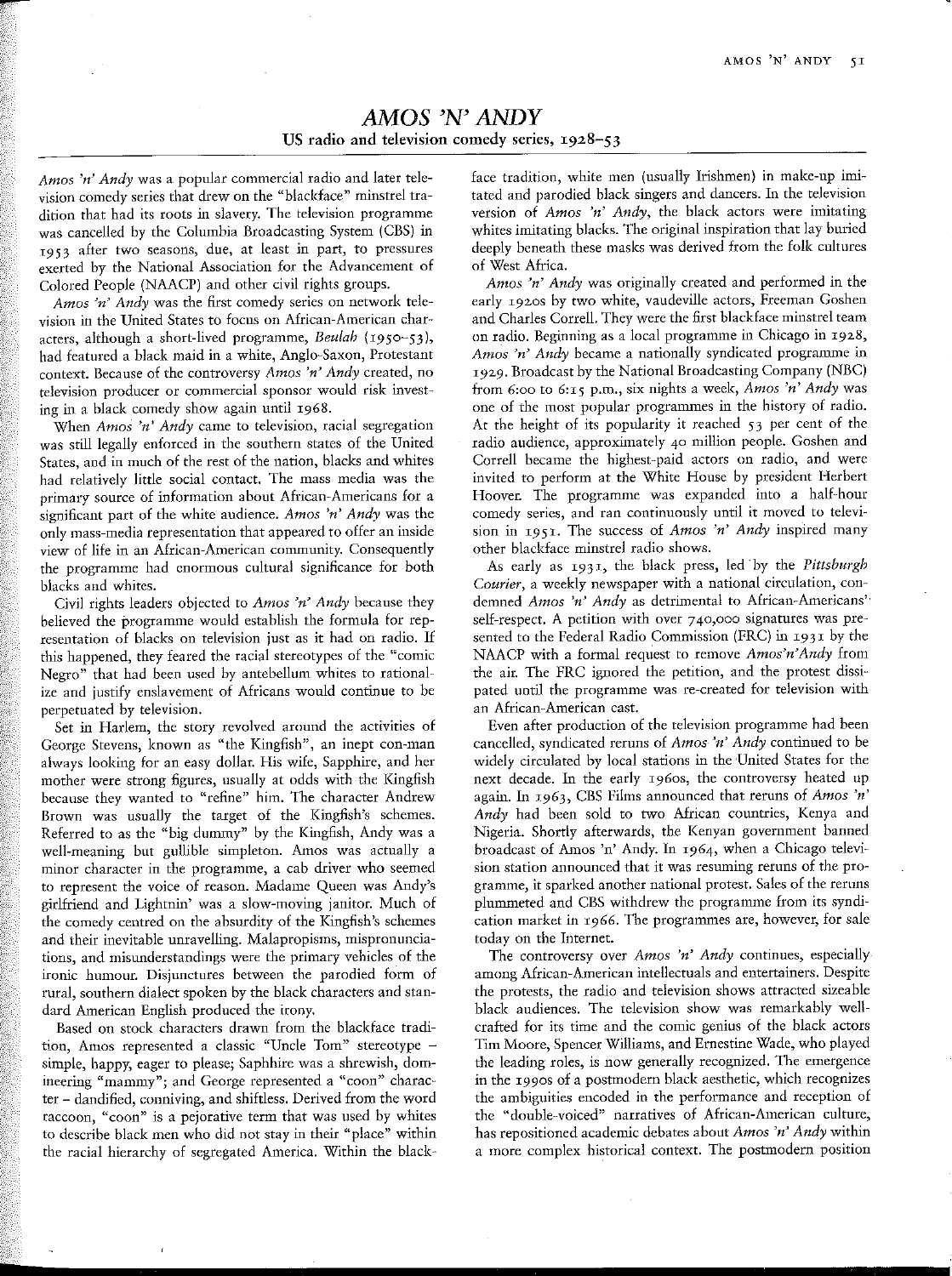# *AMOS 'N' ANDY*

## US radio and television comedy series, 1928–53

*Amos 'n' Andy* was a popular commercial radio and later television comedy series that drew on the "blackface" minstrel tradition that had its roots in slavery. The television programme was cancelled by the Columbia Broadcasting System (CBS) in 1953 after two seasons, due, at least in part, to pressures exerted by the National Association for the Advancement of Colored People (NAACP) and other civil rights groups.

*Amos 'n' Andy* was the first comedy series on network television in the United States to focus on African-American characters, although a short-lived programme, *Beulah* (1950–53), had featured a black maid in a white, Anglo-Saxon, Protestant context. Because of the controversy *Amos 'n' Andy* created, no television producer or commercial sponsor would risk investing in a black comedy show again until 1968.

When *Amos 'n' Andy* came to television, racial segregation was still legally enforced in the southern states of the United States, and in much of the rest of the nation, blacks and whites had relatively little social contact. The mass media was the primary source of information about African-Americans for a significant part of the white audience. *Amos 'n' Andy* was the only mass-media representation that appeared to offer an inside view of life in an African-American community. Consequently the programme had enormous cultural significance for both blacks and whites.

Civil rights leaders objected to *Amos 'n' Andy* because they believed the programme would establish the formula for representation of blacks on television just as it had on radio. If this happened, they feared the racial stereotypes of the "comic Negro" that had been used by antebellum whites to rationalize and justify enslavement of Africans would continue to be perpetuated by television.

Set in Harlem, the story revolved around the activities of George Stevens, known as "the Kingfish", an inept con-man always looking for an easy dollar. His wife, Sapphire, and her mother were strong figures, usually at odds with the Kingfish because they wanted to "refine" him. The character Andrew Brown was usually the target of the Kingfish's schemes. Referred to as the "big dummy" by the Kingfish, Andy was a well-meaning but gullible simpleton. Amos was actually a minor character in the programme, a cab driver who seemed to represent the voice of reason. Madame Queen was Andy's girlfriend and Lightnin' was a slow-moving janitor. Much of the comedy centred on the absurdity of the Kingfish's schemes and their inevitable unravelling. Malapropisms, mispronunciations, and misunderstandings were the primary vehicles of the ironic humour. Disjunctures between the parodied form of rural, southern dialect spoken by the black characters and standard American English produced the irony.

Based on stock characters drawn from the blackface tradition, Amos represented a classic "Uncle Tom" stereotype – simple, happy, eager to please; Saphhire was a shrewish, domineering "mammy"; and George represented a "coon" character – dandified, conniving, and shiftless. Derived from the word raccoon, "coon" is a pejorative term that was used by whites to describe black men who did not stay in their "place" within the racial hierarchy of segregated America. Within the blackface tradition, white men (usually Irishmen) in make-up imitated and parodied black singers and dancers. In the television version of *Amos 'n' Andy*, the black actors were imitating whites imitating blacks. The original inspiration that lay buried deeply beneath these masks was derived from the folk cultures of West Africa.

*Amos 'n' Andy* was originally created and performed in the early 1920s by two white, vaudeville actors, Freeman Goshen and Charles Correll. They were the first blackface minstrel team on radio. Beginning as a local programme in Chicago in 1928, *Amos 'n' Andy* became a nationally syndicated programme in 1929. Broadcast by the National Broadcasting Company (NBC) from 6:00 to 6:15 p.m., six nights a week, *Amos 'n' Andy* was one of the most popular programmes in the history of radio. At the height of its popularity it reached 53 per cent of the radio audience, approximately 40 million people. Goshen and Correll became the highest-paid actors on radio, and were invited to perform at the White House by president Herbert Hoover. The programme was expanded into a half-hour comedy series, and ran continuously until it moved to television in 1951. The success of *Amos 'n' Andy* inspired many other blackface minstrel radio shows.

As early as 1931, the black press, led by the *Pittsburgh Courier*, a weekly newspaper with a national circulation, condemned *Amos 'n' Andy* as detrimental to African-Americans' self-respect. A petition with over 740,000 signatures was presented to the Federal Radio Commission (FRC) in 1931 by the NAACP with a formal request to remove *Amos'n'Andy* from the air. The FRC ignored the petition, and the protest dissipated until the programme was re-created for television with an African-American cast.

Even after production of the television programme had been cancelled, syndicated reruns of *Amos 'n' Andy* continued to be widely circulated by local stations in the United States for the next decade. In the early 1960s, the controversy heated up again. In 1963, CBS Films announced that reruns of *Amos 'n' Andy* had been sold to two African countries, Kenya and Nigeria. Shortly afterwards, the Kenyan government banned broadcast of Amos 'n' Andy. In 1964, when a Chicago television station announced that it was resuming reruns of the programme, it sparked another national protest. Sales of the reruns plummeted and CBS withdrew the programme from its syndication market in 1966. The programmes are, however, for sale today on the Internet.

The controversy over *Amos 'n' Andy* continues, especially among African-American intellectuals and entertainers. Despite the protests, the radio and television shows attracted sizeable black audiences. The television show was remarkably well-crafted for its time and the comic genius of the black actors Tim Moore, Spencer Williams, and Ernestine Wade, who played the leading roles, is now generally recognized. The emergence in the 1990s of a postmodern black aesthetic, which recognizes the ambiguities encoded in the performance and reception of the "double-voiced" narratives of African-American culture, has repositioned academic debates about *Amos 'n' Andy* within a more complex historical context. The postmodern position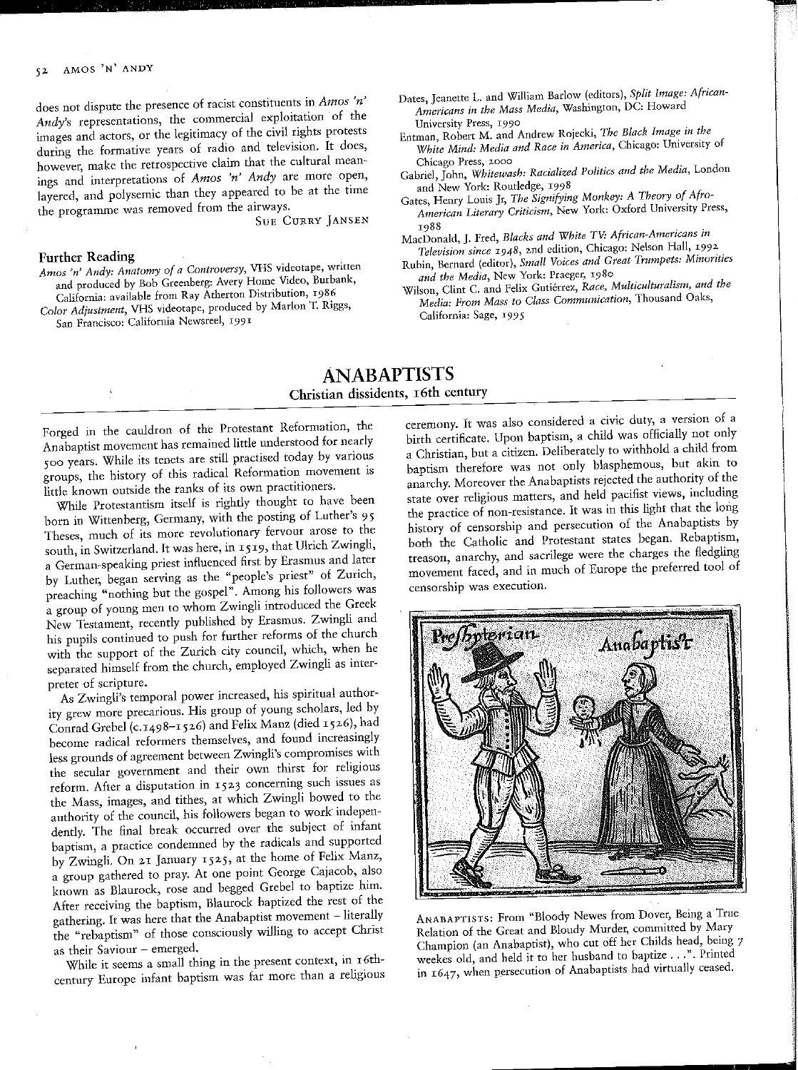does not dispute the presence of racist constituents in *Amos 'n' Andy*'s representations, the commercial exploitation of the images and actors, or the legitimacy of the civil rights protests during the formative years of radio and television. It does, however, make the retrospective claim that the cultural meanings and interpretations of *Amos 'n' Andy* are more open, layered, and polysemic than they appeared to be at the time the programme was removed from the airways.

SUE CURRY JANSEN

### Further Reading

*Amos 'n' Andy: Anatomy of a Controversy*, VHS videotape, written and produced by Bob Greenberg: Avery Home Video, Burbank, California: available from Ray Atherton Distribution, 1986

*Color Adjustment*, VHS videotape, produced by Marlon T. Riggs, San Francisco: California Newsreel, 1991

Dates, Jeanette L. and William Barlow (editors), *Split Image: African-Americans in the Mass Media*, Washington, DC: Howard University Press, 1990

Entman, Robert M. and Andrew Rojecki, *The Black Image in the White Mind: Media and Race in America*, Chicago: University of Chicago Press, 2000

Gabriel, John, *Whitewash: Racialized Politics and the Media*, London and New York: Routledge, 1998

Gates, Henry Louis Jr, *The Signifying Monkey: A Theory of Afro-American Literary Criticism*, New York: Oxford University Press, 1988

MacDonald, J. Fred, *Blacks and White TV: African-Americans in Television since 1948*, 2nd edition, Chicago: Nelson Hall, 1992

Rubin, Bernard (editor), *Small Voices and Great Trumpets: Minorities and the Media*, New York: Praeger, 1980

Wilson, Clint C. and Felix Gutiérrez, *Race, Multiculturalism, and the Media: From Mass to Class Communication*, Thousand Oaks, California: Sage, 1995

# ANABAPTISTS

## Christian dissidents, 16th century

Forged in the cauldron of the Protestant Reformation, the Anabaptist movement has remained little understood for nearly 500 years. While its tenets are still practised today by various groups, the history of this radical Reformation movement is little known outside the ranks of its own practitioners.

While Protestantism itself is rightly thought to have been born in Wittenberg, Germany, with the posting of Luther's 95 Theses, much of its more revolutionary fervour arose to the south, in Switzerland. It was here, in 1519, that Ulrich Zwingli, a German-speaking priest influenced first by Erasmus and later by Luther, began serving as the "people's priest" of Zurich, preaching "nothing but the gospel". Among his followers was a group of young men to whom Zwingli introduced the Greek New Testament, recently published by Erasmus. Zwingli and his pupils continued to push for further reforms of the church with the support of the Zurich city council, which, when he separated himself from the church, employed Zwingli as interpreter of scripture.

As Zwingli's temporal power increased, his spiritual authority grew more precarious. His group of young scholars, led by Conrad Grebel (c.1498–1526) and Felix Manz (died 1526), had become radical reformers themselves, and found increasingly less grounds of agreement between Zwingli's compromises with the secular government and their own thirst for religious reform. After a disputation in 1523 concerning such issues as the Mass, images, and tithes, at which Zwingli bowed to the authority of the council, his followers began to work independently. The final break occurred over the subject of infant baptism, a practice condemned by the radicals and supported by Zwingli. On 21 January 1525, at the home of Felix Manz, a group gathered to pray. At one point George Cajacob, also known as Blaurock, rose and begged Grebel to baptize him. After receiving the baptism, Blaurock baptized the rest of the gathering. It was here that the Anabaptist movement – literally the "rebaptism" of those consciously willing to accept Christ as their Saviour – emerged.

While it seems a small thing in the present context, in 16th-century Europe infant baptism was far more than a religious ceremony. It was also considered a civic duty, a version of a birth certificate. Upon baptism, a child was officially not only a Christian, but a citizen. Deliberately to withhold a child from baptism therefore was not only blasphemous, but akin to anarchy. Moreover the Anabaptists rejected the authority of the state over religious matters, and held pacifist views, including the practice of non-resistance. It was in this light that the long history of censorship and persecution of the Anabaptists by both the Catholic and Protestant states began. Rebaptism, treason, anarchy, and sacrilege were the charges the fledgling movement faced, and in much of Europe the preferred tool of censorship was execution.

ANABAPTISTS: From "Bloody Newes from Dover, Being a True Relation of the Great and Bloudy Murder, committed by Mary Champion (an Anabaptist), who cut off her Childs head, being 7 weekes old, and held it to her husband to baptize . . .". Printed in 1647, when persecution of Anabaptists had virtually ceased.